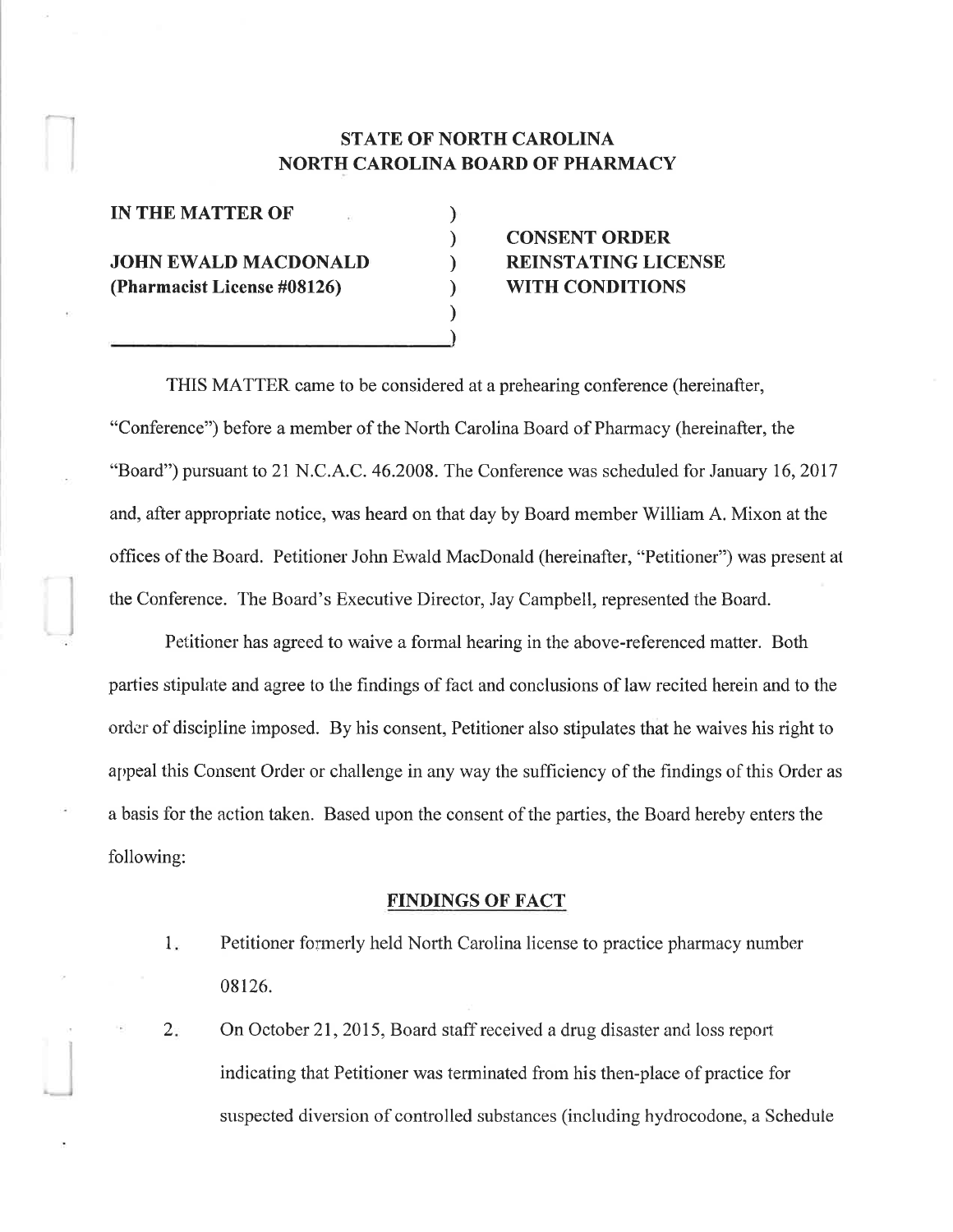**STATE OF NORTH CAROLINA**
**NORTH CAROLINA BOARD OF PHARMACY**

| | |
|---|---|
| **IN THE MATTER OF** | |
| **JOHN EWALD MACDONALD (Pharmacist License #08126)** | **CONSENT ORDER REINSTATING LICENSE WITH CONDITIONS** |

THIS MATTER came to be considered at a prehearing conference (hereinafter, "Conference") before a member of the North Carolina Board of Pharmacy (hereinafter, the "Board") pursuant to 21 N.C.A.C. 46.2008. The Conference was scheduled for January 16, 2017 and, after appropriate notice, was heard on that day by Board member William A. Mixon at the offices of the Board. Petitioner John Ewald MacDonald (hereinafter, "Petitioner") was present at the Conference. The Board's Executive Director, Jay Campbell, represented the Board.

Petitioner has agreed to waive a formal hearing in the above-referenced matter. Both parties stipulate and agree to the findings of fact and conclusions of law recited herein and to the order of discipline imposed. By his consent, Petitioner also stipulates that he waives his right to appeal this Consent Order or challenge in any way the sufficiency of the findings of this Order as a basis for the action taken. Based upon the consent of the parties, the Board hereby enters the following:

## FINDINGS OF FACT

1. Petitioner formerly held North Carolina license to practice pharmacy number 08126.

2. On October 21, 2015, Board staff received a drug disaster and loss report indicating that Petitioner was terminated from his then-place of practice for suspected diversion of controlled substances (including hydrocodone, a Schedule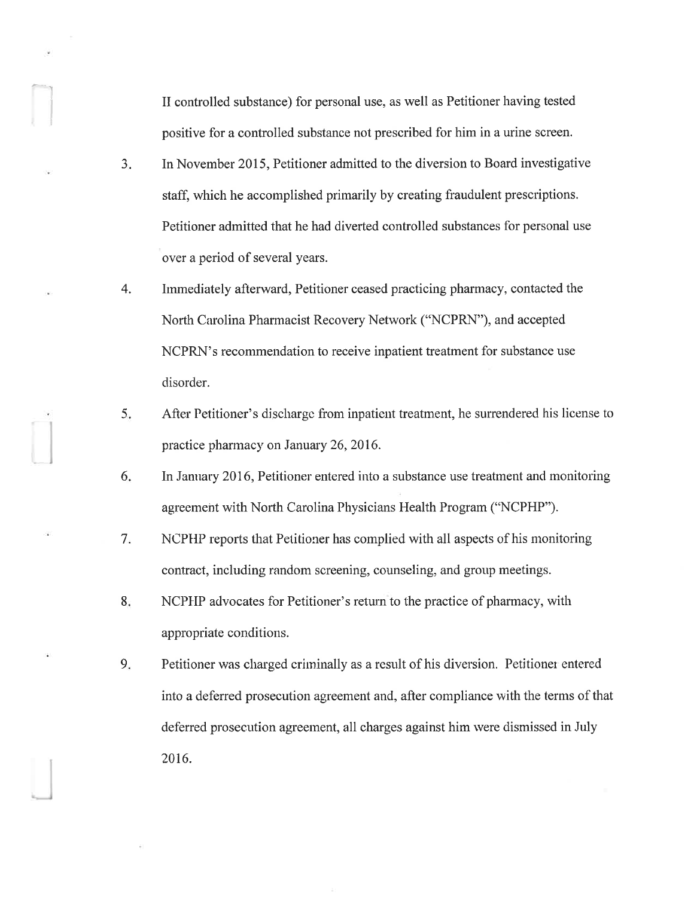II controlled substance) for personal use, as well as Petitioner having tested positive for a controlled substance not prescribed for him in a urine screen.

3. In November 2015, Petitioner admitted to the diversion to Board investigative staff, which he accomplished primarily by creating fraudulent prescriptions. Petitioner admitted that he had diverted controlled substances for personal use over a period of several years.

4. Immediately afterward, Petitioner ceased practicing pharmacy, contacted the North Carolina Pharmacist Recovery Network ("NCPRN"), and accepted NCPRN's recommendation to receive inpatient treatment for substance use disorder.

5. After Petitioner's discharge from inpatient treatment, he surrendered his license to practice pharmacy on January 26, 2016.

6. In January 2016, Petitioner entered into a substance use treatment and monitoring agreement with North Carolina Physicians Health Program ("NCPHP").

7. NCPHP reports that Petitioner has complied with all aspects of his monitoring contract, including random screening, counseling, and group meetings.

8. NCPHP advocates for Petitioner's return to the practice of pharmacy, with appropriate conditions.

9. Petitioner was charged criminally as a result of his diversion. Petitioner entered into a deferred prosecution agreement and, after compliance with the terms of that deferred prosecution agreement, all charges against him were dismissed in July 2016.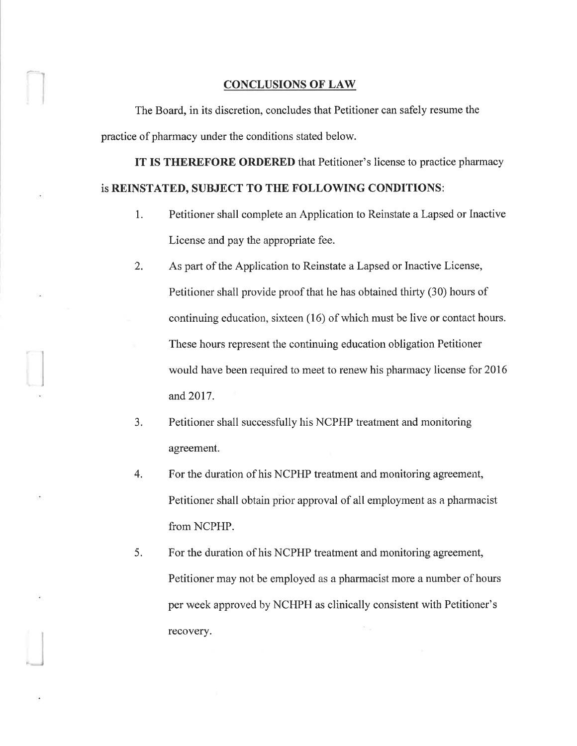## CONCLUSIONS OF LAW

The Board, in its discretion, concludes that Petitioner can safely resume the practice of pharmacy under the conditions stated below.

**IT IS THEREFORE ORDERED** that Petitioner's license to practice pharmacy is **REINSTATED, SUBJECT TO THE FOLLOWING CONDITIONS**:

1. Petitioner shall complete an Application to Reinstate a Lapsed or Inactive License and pay the appropriate fee.
2. As part of the Application to Reinstate a Lapsed or Inactive License, Petitioner shall provide proof that he has obtained thirty (30) hours of continuing education, sixteen (16) of which must be live or contact hours. These hours represent the continuing education obligation Petitioner would have been required to meet to renew his pharmacy license for 2016 and 2017.
3. Petitioner shall successfully his NCPHP treatment and monitoring agreement.
4. For the duration of his NCPHP treatment and monitoring agreement, Petitioner shall obtain prior approval of all employment as a pharmacist from NCPHP.
5. For the duration of his NCPHP treatment and monitoring agreement, Petitioner may not be employed as a pharmacist more a number of hours per week approved by NCHPH as clinically consistent with Petitioner's recovery.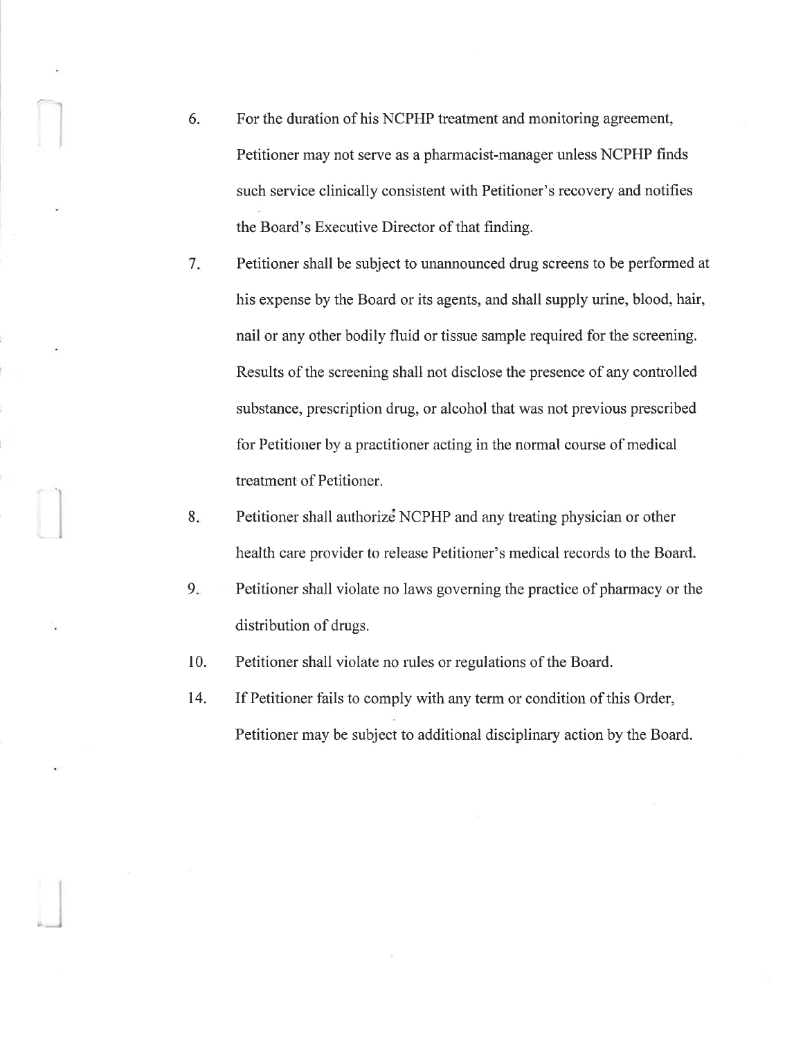6. For the duration of his NCPHP treatment and monitoring agreement, Petitioner may not serve as a pharmacist-manager unless NCPHP finds such service clinically consistent with Petitioner's recovery and notifies the Board's Executive Director of that finding.

7. Petitioner shall be subject to unannounced drug screens to be performed at his expense by the Board or its agents, and shall supply urine, blood, hair, nail or any other bodily fluid or tissue sample required for the screening. Results of the screening shall not disclose the presence of any controlled substance, prescription drug, or alcohol that was not previous prescribed for Petitioner by a practitioner acting in the normal course of medical treatment of Petitioner.

8. Petitioner shall authorize NCPHP and any treating physician or other health care provider to release Petitioner's medical records to the Board.

9. Petitioner shall violate no laws governing the practice of pharmacy or the distribution of drugs.

10. Petitioner shall violate no rules or regulations of the Board.

14. If Petitioner fails to comply with any term or condition of this Order, Petitioner may be subject to additional disciplinary action by the Board.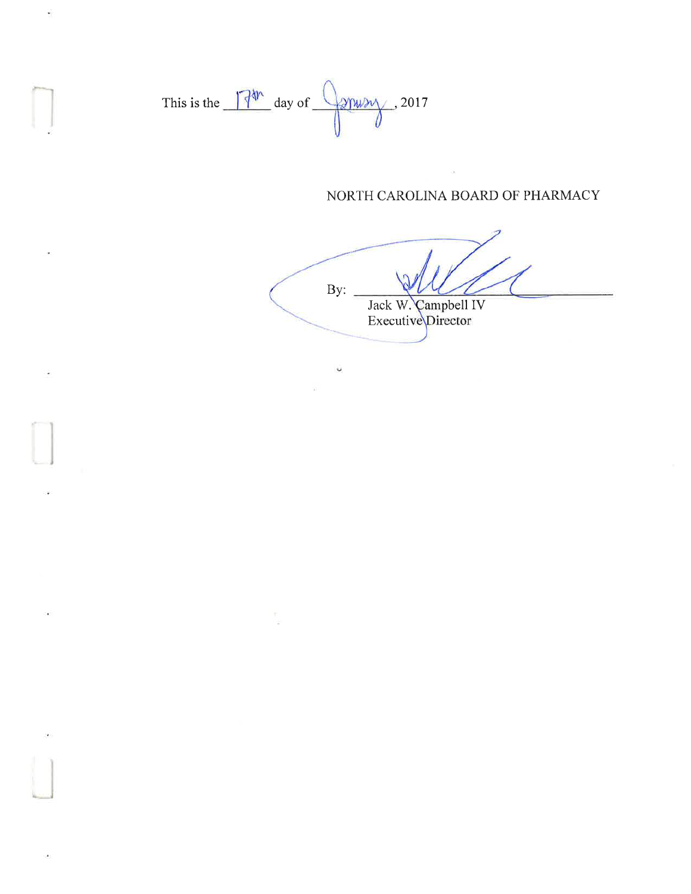This is the 17th day of January, 2017

NORTH CAROLINA BOARD OF PHARMACY

By: ______________________________

Jack W. Campbell IV
Executive Director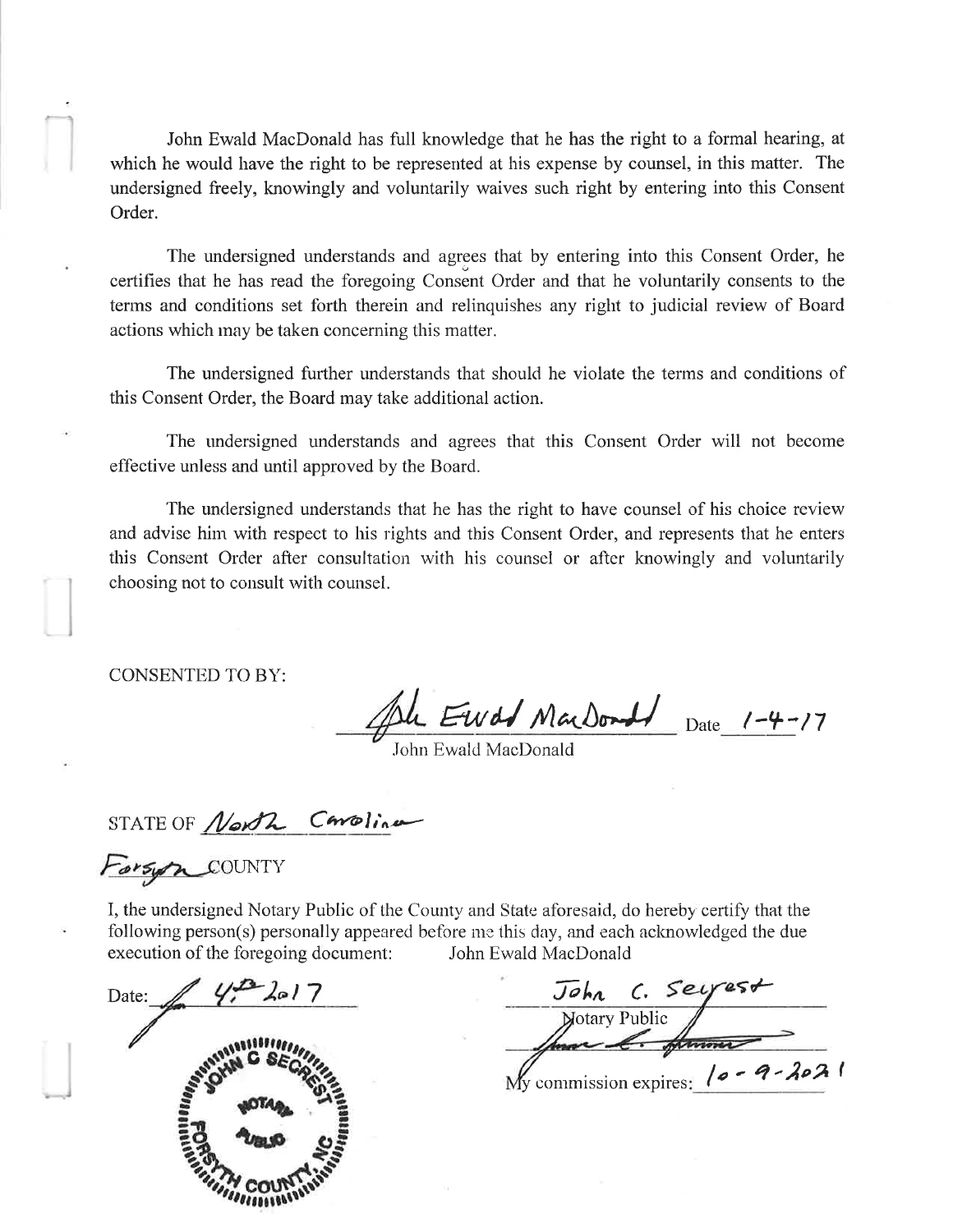John Ewald MacDonald has full knowledge that he has the right to a formal hearing, at which he would have the right to be represented at his expense by counsel, in this matter. The undersigned freely, knowingly and voluntarily waives such right by entering into this Consent Order.

The undersigned understands and agrees that by entering into this Consent Order, he certifies that he has read the foregoing Consent Order and that he voluntarily consents to the terms and conditions set forth therein and relinquishes any right to judicial review of Board actions which may be taken concerning this matter.

The undersigned further understands that should he violate the terms and conditions of this Consent Order, the Board may take additional action.

The undersigned understands and agrees that this Consent Order will not become effective unless and until approved by the Board.

The undersigned understands that he has the right to have counsel of his choice review and advise him with respect to his rights and this Consent Order, and represents that he enters this Consent Order after consultation with his counsel or after knowingly and voluntarily choosing not to consult with counsel.

CONSENTED TO BY:

John Ewald MacDonald Date 1-4-17

John Ewald MacDonald

STATE OF North Carolina

Forsyth COUNTY

I, the undersigned Notary Public of the County and State aforesaid, do hereby certify that the following person(s) personally appeared before me this day, and each acknowledged the due execution of the foregoing document: John Ewald MacDonald

Date: 4-12-2017

JOHN C SECREST NOTARY PUBLIC FORSYTH COUNTY, NC

John C. Secrest

Notary Public

My commission expires: 10-9-2021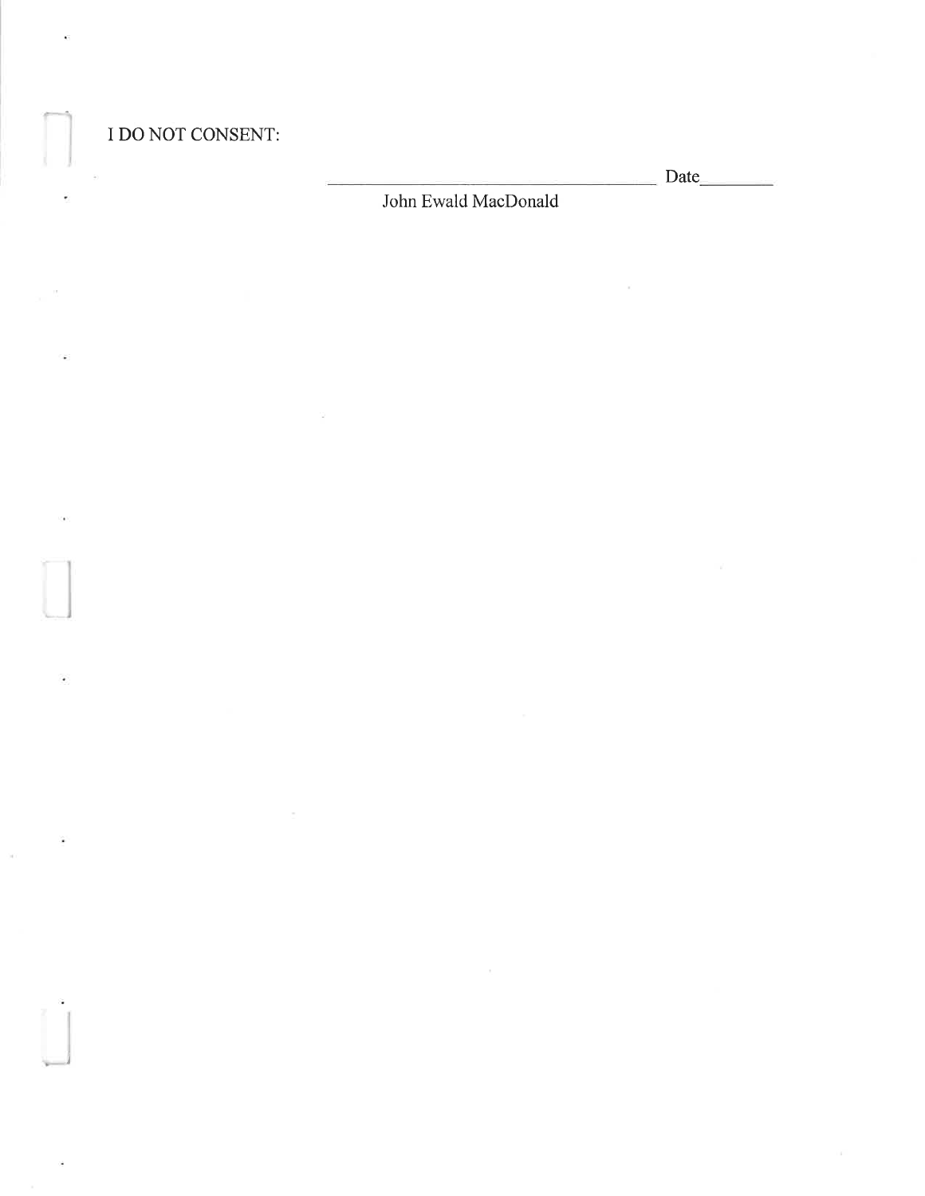I DO NOT CONSENT:

\_\_\_\_\_\_\_\_\_\_\_\_\_\_\_\_\_\_\_\_\_\_\_\_\_\_\_\_\_\_\_\_\_\_\_\_ Date\_\_\_\_\_\_\_\_

John Ewald MacDonald